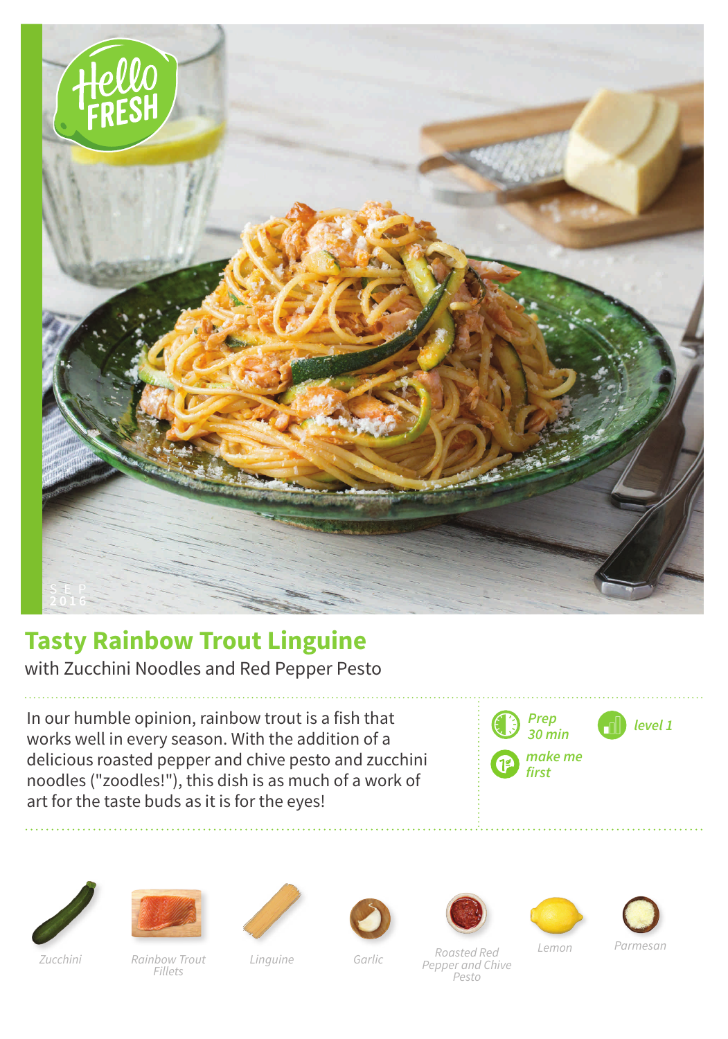# Tasty Rainbow Trout Linguine

with Zucchini Noodles and Red Pepper Pesto

In our humble opinion, rainbow trout is a fish that works well in every season. With the addition of a delicious roasted pepper and chive pesto and zucchini noodles ("zoodles!"), this dish is as much of a work of art for the taste buds as it is for the eyes!

*Prep 30 min*

*level 1*

*make me first*

*Zucchini*

*Rainbow Trout Fillets*

*Linguine*

*Garlic*

*Roasted Red Pepper and Chive Pesto*

*Lemon*

*Parmesan*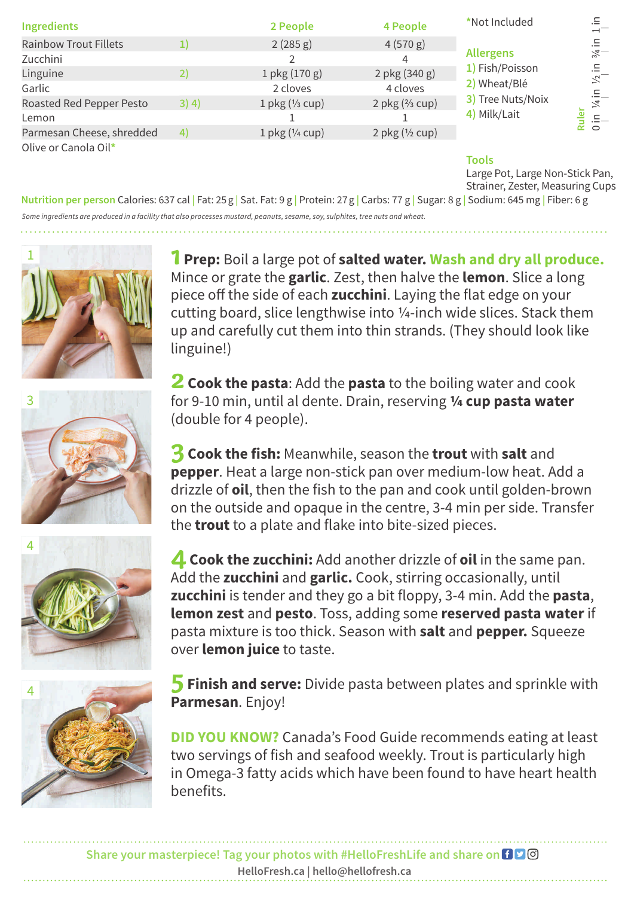| Ingredients | | 2 People | 4 People |
|---|---|---|---|
| Rainbow Trout Fillets | 1) | 2 (285 g) | 4 (570 g) |
| Zucchini | | 2 | 4 |
| Linguine | 2) | 1 pkg (170 g) | 2 pkg (340 g) |
| Garlic | | 2 cloves | 4 cloves |
| Roasted Red Pepper Pesto | 3) 4) | 1 pkg (⅓ cup) | 2 pkg (⅔ cup) |
| Lemon | | 1 | 1 |
| Parmesan Cheese, shredded | 4) | 1 pkg (¼ cup) | 2 pkg (½ cup) |
| Olive or Canola Oil* | | | |

*Not Included

**Allergens**
1) Fish/Poisson
2) Wheat/Blé
3) Tree Nuts/Noix
4) Milk/Lait

Ruler: 0 in, ¼ in, ½ in, ¾ in, 1 in

**Tools**
Large Pot, Large Non-Stick Pan, Strainer, Zester, Measuring Cups

**Nutrition per person** Calories: 637 cal | Fat: 25 g | Sat. Fat: 9 g | Protein: 27 g | Carbs: 77 g | Sugar: 8 g | Sodium: 645 mg | Fiber: 6 g

*Some ingredients are produced in a facility that also processes mustard, peanuts, sesame, soy, sulphites, tree nuts and wheat.*

**1 Prep:** Boil a large pot of **salted water. Wash and dry all produce.** Mince or grate the **garlic**. Zest, then halve the **lemon**. Slice a long piece off the side of each **zucchini**. Laying the flat edge on your cutting board, slice lengthwise into ¼-inch wide slices. Stack them up and carefully cut them into thin strands. (They should look like linguine!)

**2 Cook the pasta**: Add the **pasta** to the boiling water and cook for 9-10 min, until al dente. Drain, reserving **¼ cup pasta water** (double for 4 people).

**3 Cook the fish:** Meanwhile, season the **trout** with **salt** and **pepper**. Heat a large non-stick pan over medium-low heat. Add a drizzle of **oil**, then the fish to the pan and cook until golden-brown on the outside and opaque in the centre, 3-4 min per side. Transfer the **trout** to a plate and flake into bite-sized pieces.

**4 Cook the zucchini:** Add another drizzle of **oil** in the same pan. Add the **zucchini** and **garlic.** Cook, stirring occasionally, until **zucchini** is tender and they go a bit floppy, 3-4 min. Add the **pasta**, **lemon zest** and **pesto**. Toss, adding some **reserved pasta water** if pasta mixture is too thick. Season with **salt** and **pepper.** Squeeze over **lemon juice** to taste.

**5 Finish and serve:** Divide pasta between plates and sprinkle with **Parmesan**. Enjoy!

**DID YOU KNOW?** Canada's Food Guide recommends eating at least two servings of fish and seafood weekly. Trout is particularly high in Omega-3 fatty acids which have been found to have heart health benefits.

**Share your masterpiece! Tag your photos with #HelloFreshLife and share on**
HelloFresh.ca | hello@hellofresh.ca